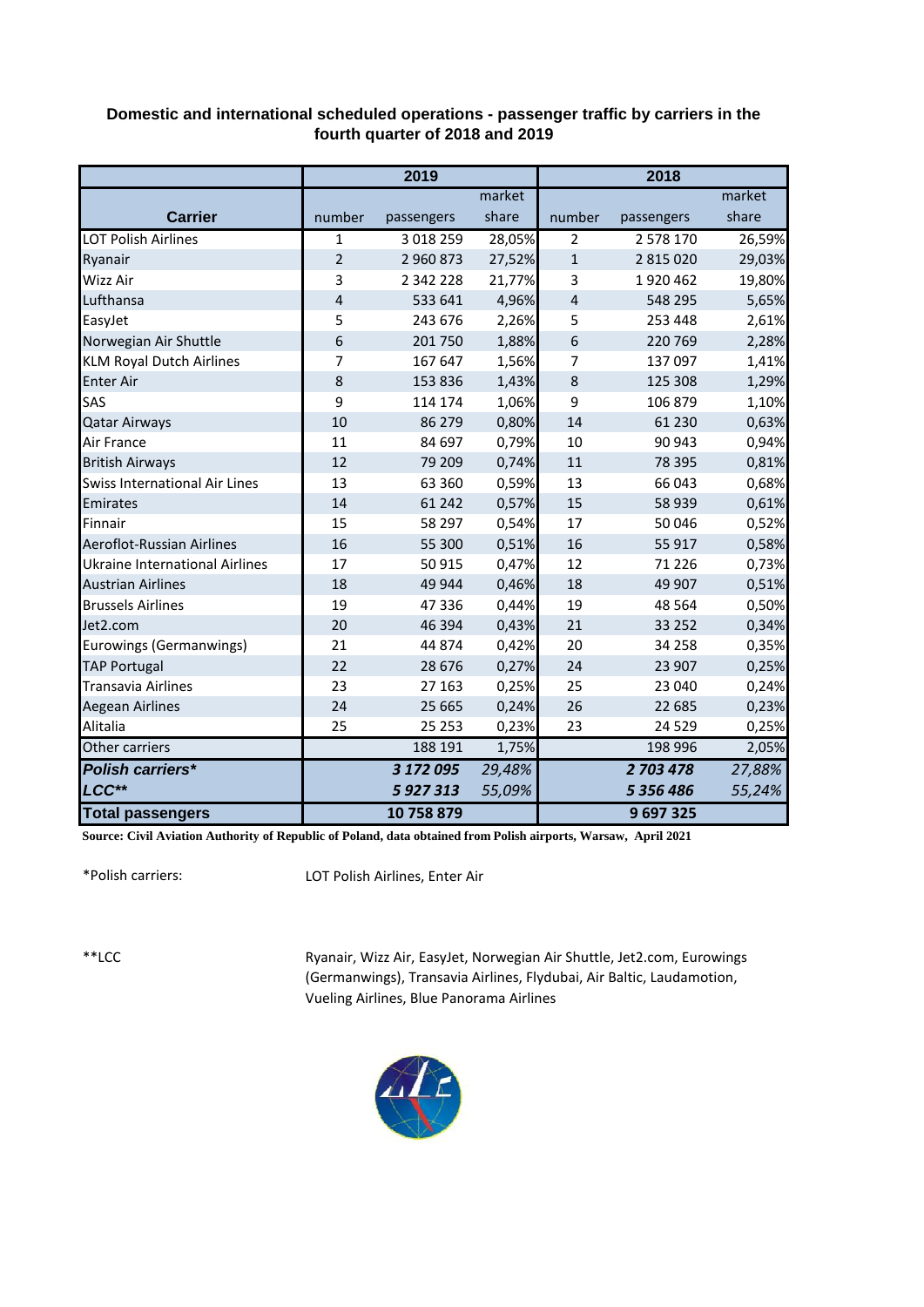**Domestic and international scheduled operations - passenger traffic by carriers in the fourth quarter of 2018 and 2019**

| Carrier | 2019 | | | 2018 | | |
|---|---|---|---|---|---|---|
| | number | passengers | market share | number | passengers | market share |
| LOT Polish Airlines | 1 | 3 018 259 | 28,05% | 2 | 2 578 170 | 26,59% |
| Ryanair | 2 | 2 960 873 | 27,52% | 1 | 2 815 020 | 29,03% |
| Wizz Air | 3 | 2 342 228 | 21,77% | 3 | 1 920 462 | 19,80% |
| Lufthansa | 4 | 533 641 | 4,96% | 4 | 548 295 | 5,65% |
| EasyJet | 5 | 243 676 | 2,26% | 5 | 253 448 | 2,61% |
| Norwegian Air Shuttle | 6 | 201 750 | 1,88% | 6 | 220 769 | 2,28% |
| KLM Royal Dutch Airlines | 7 | 167 647 | 1,56% | 7 | 137 097 | 1,41% |
| Enter Air | 8 | 153 836 | 1,43% | 8 | 125 308 | 1,29% |
| SAS | 9 | 114 174 | 1,06% | 9 | 106 879 | 1,10% |
| Qatar Airways | 10 | 86 279 | 0,80% | 14 | 61 230 | 0,63% |
| Air France | 11 | 84 697 | 0,79% | 10 | 90 943 | 0,94% |
| British Airways | 12 | 79 209 | 0,74% | 11 | 78 395 | 0,81% |
| Swiss International Air Lines | 13 | 63 360 | 0,59% | 13 | 66 043 | 0,68% |
| Emirates | 14 | 61 242 | 0,57% | 15 | 58 939 | 0,61% |
| Finnair | 15 | 58 297 | 0,54% | 17 | 50 046 | 0,52% |
| Aeroflot-Russian Airlines | 16 | 55 300 | 0,51% | 16 | 55 917 | 0,58% |
| Ukraine International Airlines | 17 | 50 915 | 0,47% | 12 | 71 226 | 0,73% |
| Austrian Airlines | 18 | 49 944 | 0,46% | 18 | 49 907 | 0,51% |
| Brussels Airlines | 19 | 47 336 | 0,44% | 19 | 48 564 | 0,50% |
| Jet2.com | 20 | 46 394 | 0,43% | 21 | 33 252 | 0,34% |
| Eurowings (Germanwings) | 21 | 44 874 | 0,42% | 20 | 34 258 | 0,35% |
| TAP Portugal | 22 | 28 676 | 0,27% | 24 | 23 907 | 0,25% |
| Transavia Airlines | 23 | 27 163 | 0,25% | 25 | 23 040 | 0,24% |
| Aegean Airlines | 24 | 25 665 | 0,24% | 26 | 22 685 | 0,23% |
| Alitalia | 25 | 25 253 | 0,23% | 23 | 24 529 | 0,25% |
| Other carriers | | 188 191 | 1,75% | | 198 996 | 2,05% |
| ***Polish carriers**** | | ***3 172 095*** | *29,48%* | | ***2 703 478*** | *27,88%* |
| ***LCC***** | | ***5 927 313*** | *55,09%* | | ***5 356 486*** | *55,24%* |
| **Total passengers** | | **10 758 879** | | | **9 697 325** | |

**Source: Civil Aviation Authority of Republic of Poland, data obtained from Polish airports, Warsaw, April 2021**

*Polish carriers: LOT Polish Airlines, Enter Air

**LCC Ryanair, Wizz Air, EasyJet, Norwegian Air Shuttle, Jet2.com, Eurowings (Germanwings), Transavia Airlines, Flydubai, Air Baltic, Laudamotion, Vueling Airlines, Blue Panorama Airlines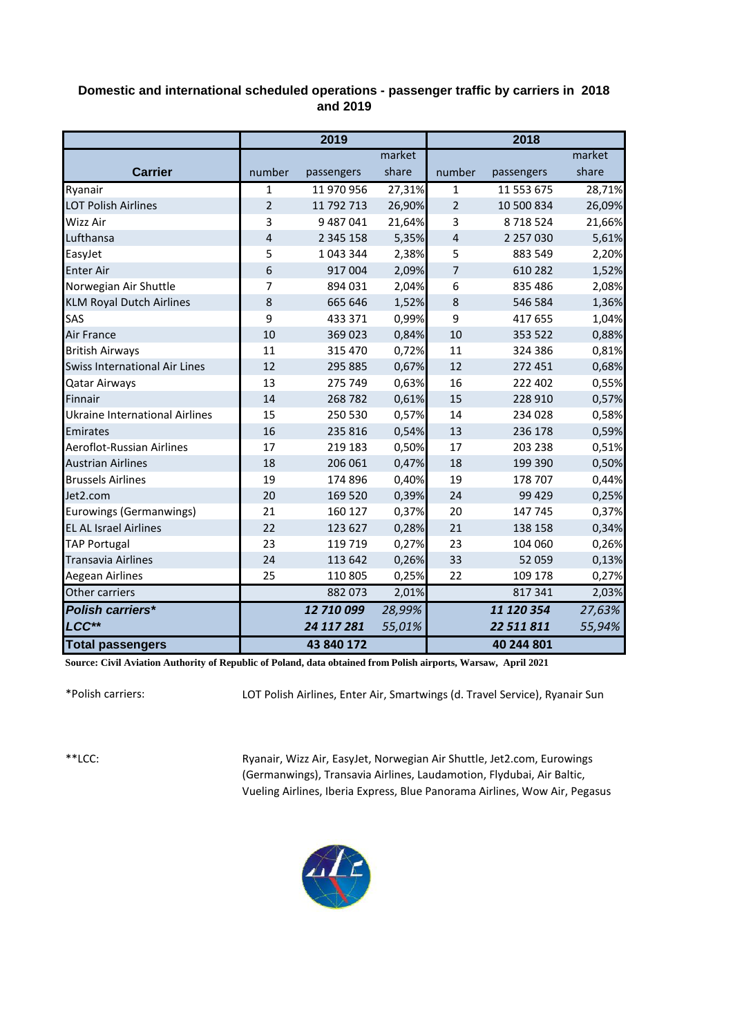### Domestic and international scheduled operations - passenger traffic by carriers in 2018 and 2019

| | 2019 | | | 2018 | | |
|---|---|---|---|---|---|---|
| **Carrier** | number | passengers | market share | number | passengers | market share |
| Ryanair | 1 | 11 970 956 | 27,31% | 1 | 11 553 675 | 28,71% |
| LOT Polish Airlines | 2 | 11 792 713 | 26,90% | 2 | 10 500 834 | 26,09% |
| Wizz Air | 3 | 9 487 041 | 21,64% | 3 | 8 718 524 | 21,66% |
| Lufthansa | 4 | 2 345 158 | 5,35% | 4 | 2 257 030 | 5,61% |
| EasyJet | 5 | 1 043 344 | 2,38% | 5 | 883 549 | 2,20% |
| Enter Air | 6 | 917 004 | 2,09% | 7 | 610 282 | 1,52% |
| Norwegian Air Shuttle | 7 | 894 031 | 2,04% | 6 | 835 486 | 2,08% |
| KLM Royal Dutch Airlines | 8 | 665 646 | 1,52% | 8 | 546 584 | 1,36% |
| SAS | 9 | 433 371 | 0,99% | 9 | 417 655 | 1,04% |
| Air France | 10 | 369 023 | 0,84% | 10 | 353 522 | 0,88% |
| British Airways | 11 | 315 470 | 0,72% | 11 | 324 386 | 0,81% |
| Swiss International Air Lines | 12 | 295 885 | 0,67% | 12 | 272 451 | 0,68% |
| Qatar Airways | 13 | 275 749 | 0,63% | 16 | 222 402 | 0,55% |
| Finnair | 14 | 268 782 | 0,61% | 15 | 228 910 | 0,57% |
| Ukraine International Airlines | 15 | 250 530 | 0,57% | 14 | 234 028 | 0,58% |
| Emirates | 16 | 235 816 | 0,54% | 13 | 236 178 | 0,59% |
| Aeroflot-Russian Airlines | 17 | 219 183 | 0,50% | 17 | 203 238 | 0,51% |
| Austrian Airlines | 18 | 206 061 | 0,47% | 18 | 199 390 | 0,50% |
| Brussels Airlines | 19 | 174 896 | 0,40% | 19 | 178 707 | 0,44% |
| Jet2.com | 20 | 169 520 | 0,39% | 24 | 99 429 | 0,25% |
| Eurowings (Germanwings) | 21 | 160 127 | 0,37% | 20 | 147 745 | 0,37% |
| EL AL Israel Airlines | 22 | 123 627 | 0,28% | 21 | 138 158 | 0,34% |
| TAP Portugal | 23 | 119 719 | 0,27% | 23 | 104 060 | 0,26% |
| Transavia Airlines | 24 | 113 642 | 0,26% | 33 | 52 059 | 0,13% |
| Aegean Airlines | 25 | 110 805 | 0,25% | 22 | 109 178 | 0,27% |
| Other carriers | | 882 073 | 2,01% | | 817 341 | 2,03% |
| ***Polish carriers**** | | ***12 710 099*** | *28,99%* | | ***11 120 354*** | *27,63%* |
| ***LCC***** | | ***24 117 281*** | *55,01%* | | ***22 511 811*** | *55,94%* |
| **Total passengers** | | **43 840 172** | | | **40 244 801** | |

**Source: Civil Aviation Authority of Republic of Poland, data obtained from Polish airports, Warsaw, April 2021**

*Polish carriers: LOT Polish Airlines, Enter Air, Smartwings (d. Travel Service), Ryanair Sun

**LCC: Ryanair, Wizz Air, EasyJet, Norwegian Air Shuttle, Jet2.com, Eurowings (Germanwings), Transavia Airlines, Laudamotion, Flydubai, Air Baltic, Vueling Airlines, Iberia Express, Blue Panorama Airlines, Wow Air, Pegasus